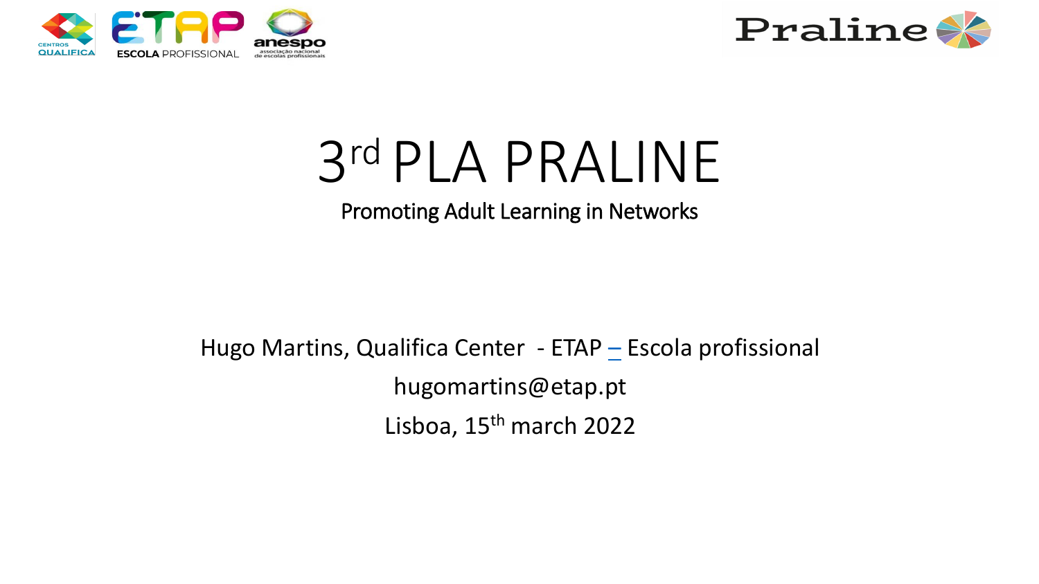# 3rd PLA PRALINE

Promoting Adult Learning in Networks

Hugo Martins, Qualifica Center - ETAP – Escola profissional

hugomartins@etap.pt

Lisboa, 15th march 2022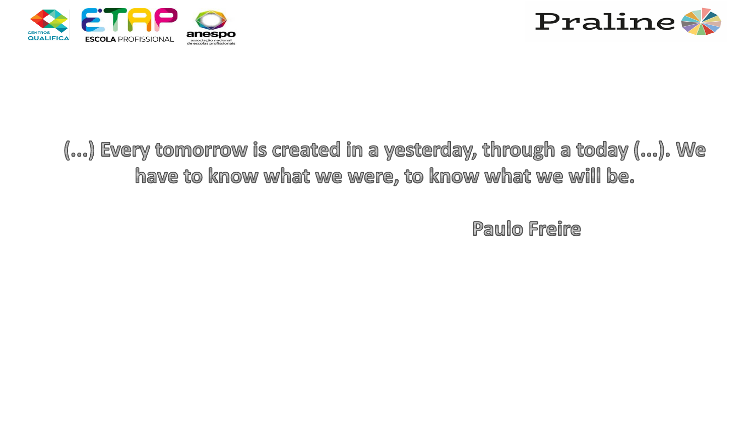(…) Every tomorrow is created in a yesterday, through a today (…). We have to know what we were, to know what we will be.

Paulo Freire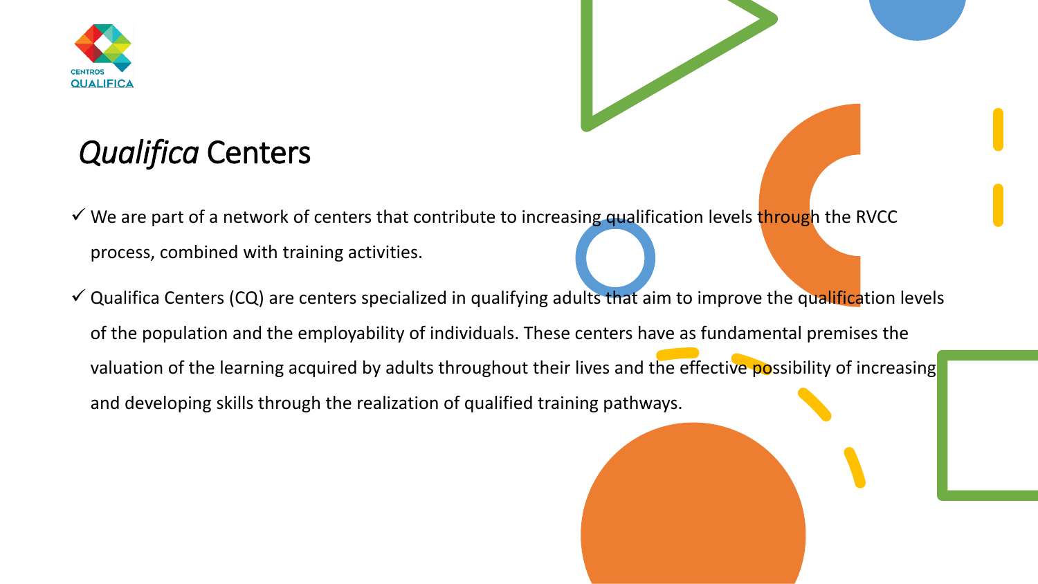# *Qualifica* Centers

- ✓ We are part of a network of centers that contribute to increasing qualification levels through the RVCC process, combined with training activities.
- ✓ Qualifica Centers (CQ) are centers specialized in qualifying adults that aim to improve the qualification levels of the population and the employability of individuals. These centers have as fundamental premises the valuation of the learning acquired by adults throughout their lives and the effective possibility of increasing and developing skills through the realization of qualified training pathways.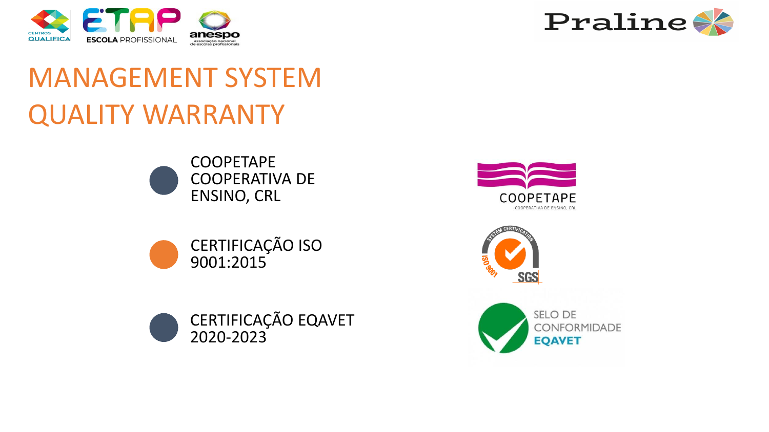# MANAGEMENT SYSTEM QUALITY WARRANTY

- COOPETAPE COOPERATIVA DE ENSINO, CRL
- CERTIFICAÇÃO ISO 9001:2015
- CERTIFICAÇÃO EQAVET 2020-2023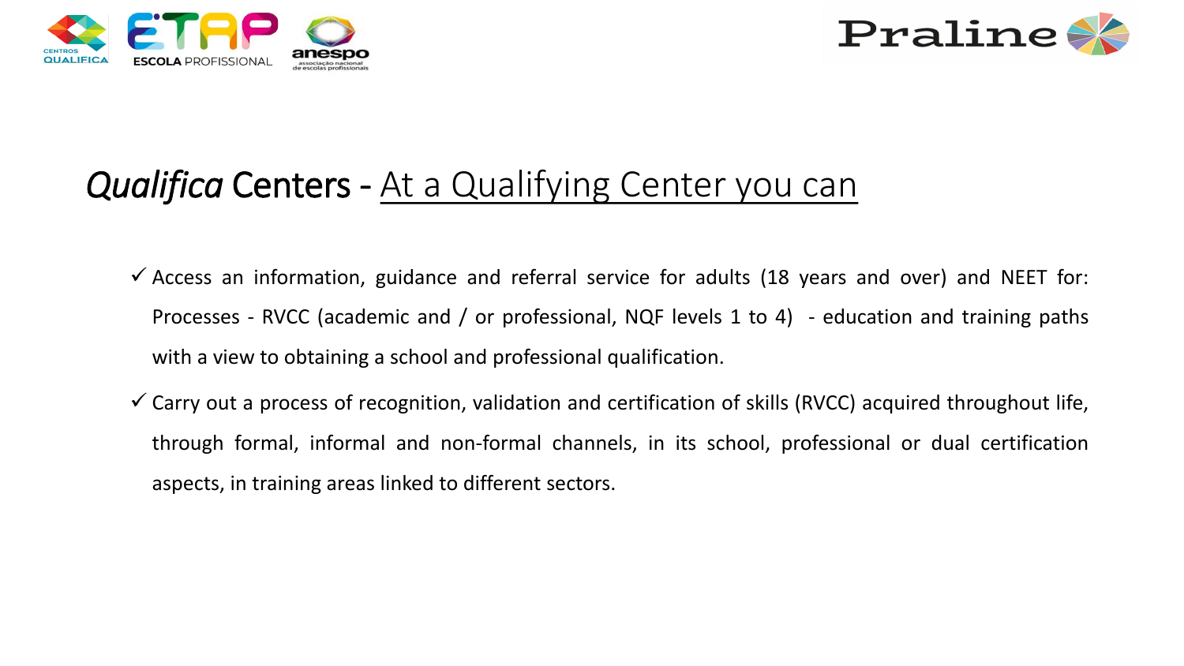# *Qualifica* Centers - At a Qualifying Center you can

- ✓ Access an information, guidance and referral service for adults (18 years and over) and NEET for: Processes - RVCC (academic and / or professional, NQF levels 1 to 4) - education and training paths with a view to obtaining a school and professional qualification.
- ✓ Carry out a process of recognition, validation and certification of skills (RVCC) acquired throughout life, through formal, informal and non-formal channels, in its school, professional or dual certification aspects, in training areas linked to different sectors.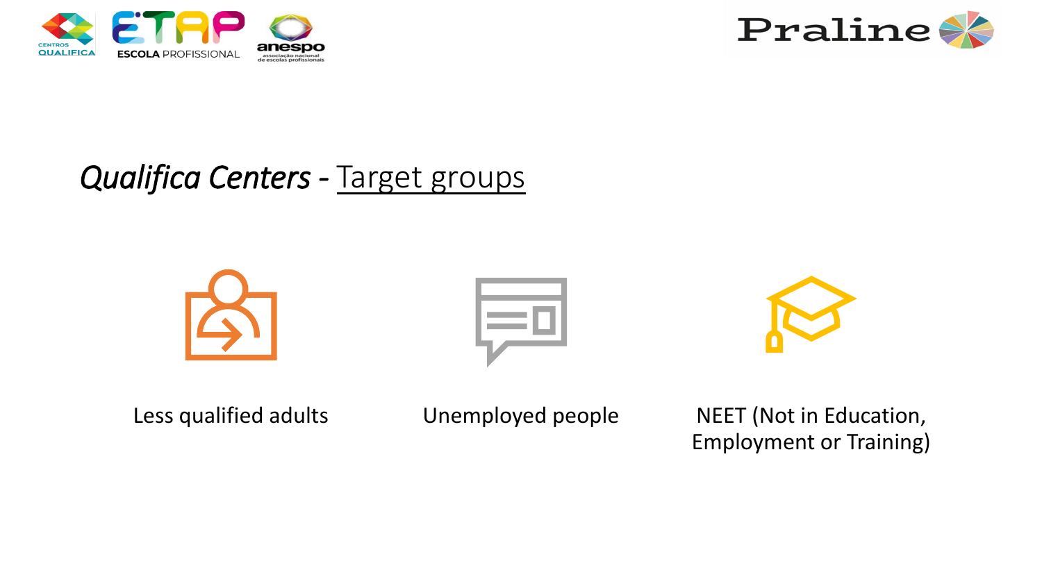# *Qualifica Centers* - Target groups

- Less qualified adults
- Unemployed people
- NEET (Not in Education, Employment or Training)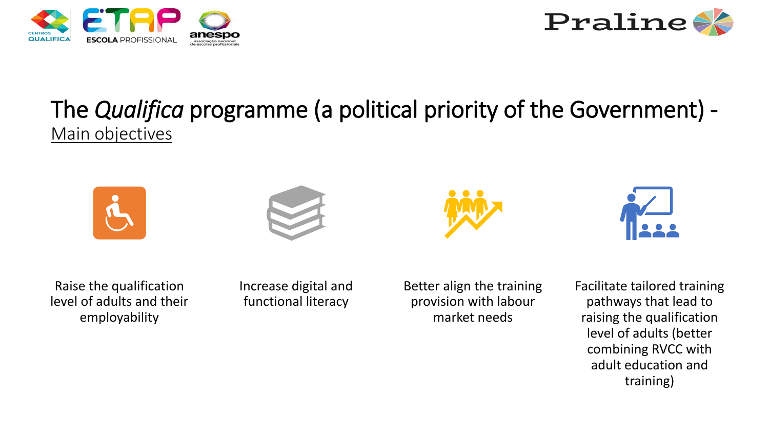# The *Qualifica* programme (a political priority of the Government) - Main objectives

- Raise the qualification level of adults and their employability
- Increase digital and functional literacy
- Better align the training provision with labour market needs
- Facilitate tailored training pathways that lead to raising the qualification level of adults (better combining RVCC with adult education and training)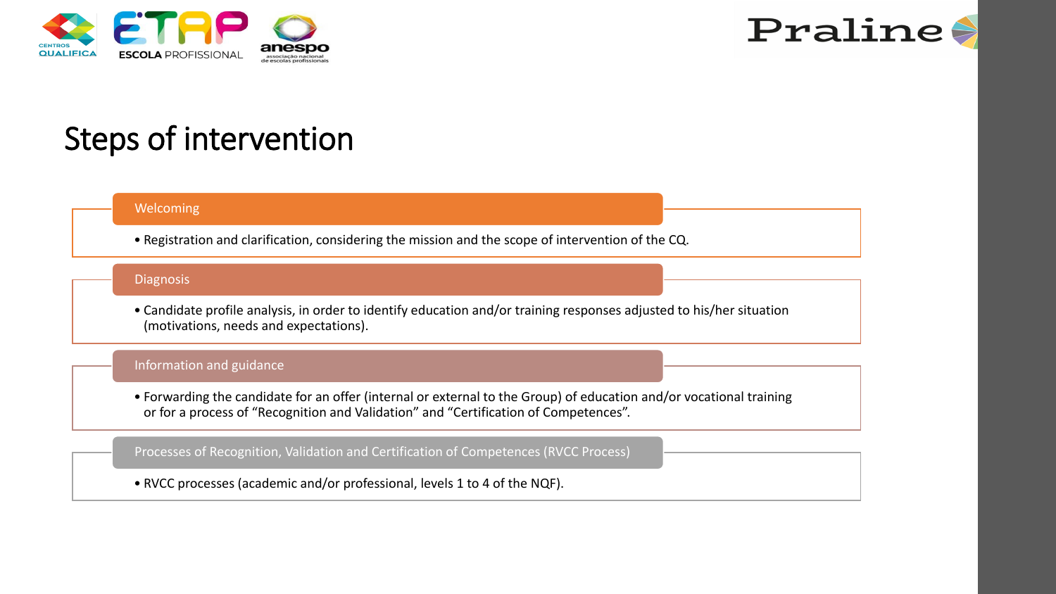# Steps of intervention

## Welcoming

- Registration and clarification, considering the mission and the scope of intervention of the CQ.

## Diagnosis

- Candidate profile analysis, in order to identify education and/or training responses adjusted to his/her situation (motivations, needs and expectations).

## Information and guidance

- Forwarding the candidate for an offer (internal or external to the Group) of education and/or vocational training or for a process of "Recognition and Validation" and "Certification of Competences".

## Processes of Recognition, Validation and Certification of Competences (RVCC Process)

- RVCC processes (academic and/or professional, levels 1 to 4 of the NQF).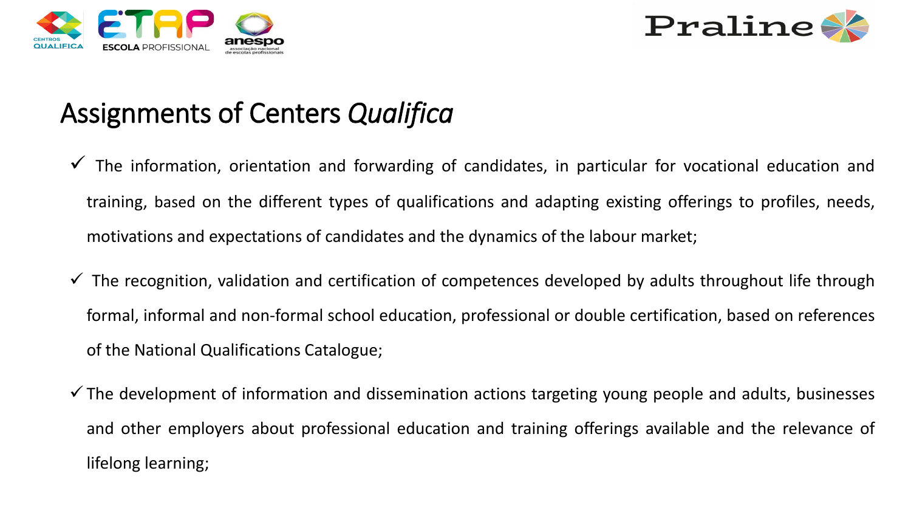# Assignments of Centers *Qualifica*

- ✓ The information, orientation and forwarding of candidates, in particular for vocational education and training, based on the different types of qualifications and adapting existing offerings to profiles, needs, motivations and expectations of candidates and the dynamics of the labour market;
- ✓ The recognition, validation and certification of competences developed by adults throughout life through formal, informal and non-formal school education, professional or double certification, based on references of the National Qualifications Catalogue;
- ✓ The development of information and dissemination actions targeting young people and adults, businesses and other employers about professional education and training offerings available and the relevance of lifelong learning;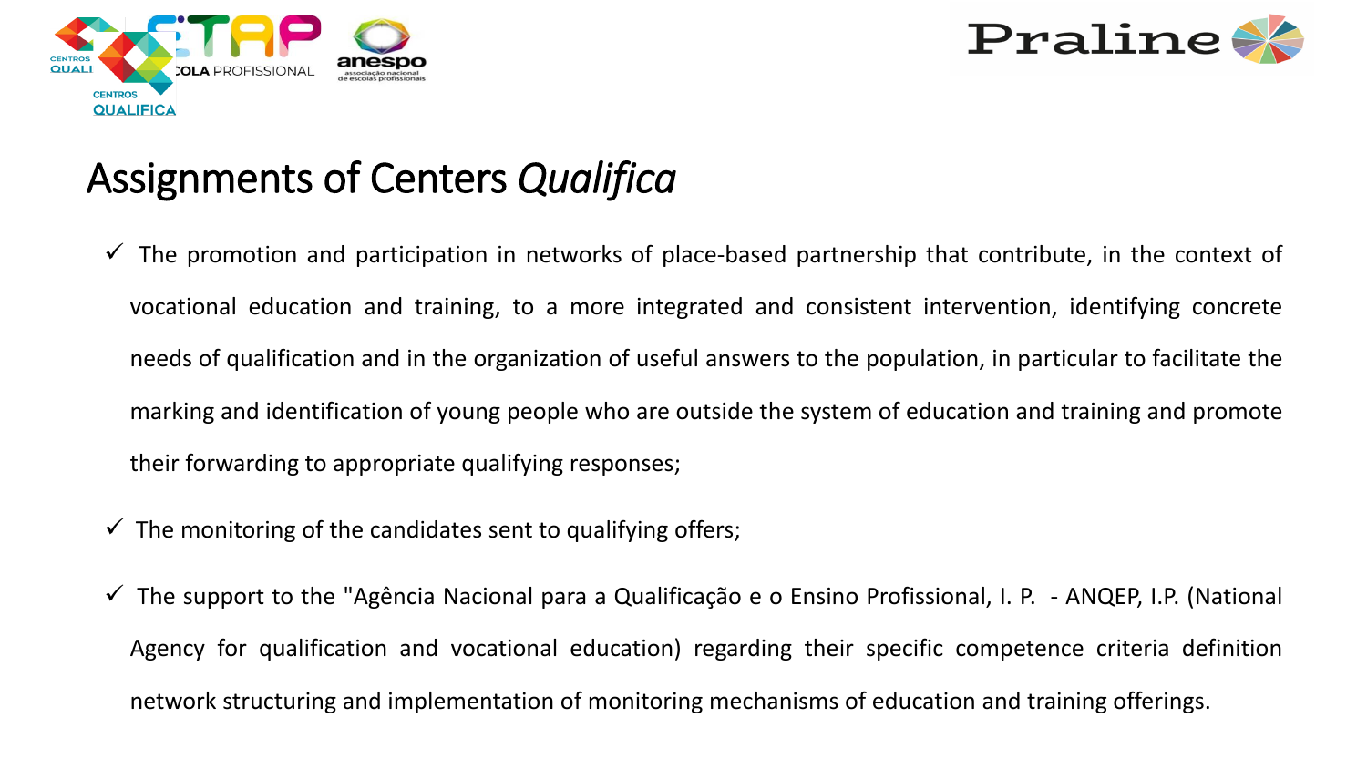# Assignments of Centers *Qualifica*

- ✓ The promotion and participation in networks of place-based partnership that contribute, in the context of vocational education and training, to a more integrated and consistent intervention, identifying concrete needs of qualification and in the organization of useful answers to the population, in particular to facilitate the marking and identification of young people who are outside the system of education and training and promote their forwarding to appropriate qualifying responses;
- ✓ The monitoring of the candidates sent to qualifying offers;
- ✓ The support to the "Agência Nacional para a Qualificação e o Ensino Profissional, I. P. - ANQEP, I.P. (National Agency for qualification and vocational education) regarding their specific competence criteria definition network structuring and implementation of monitoring mechanisms of education and training offerings.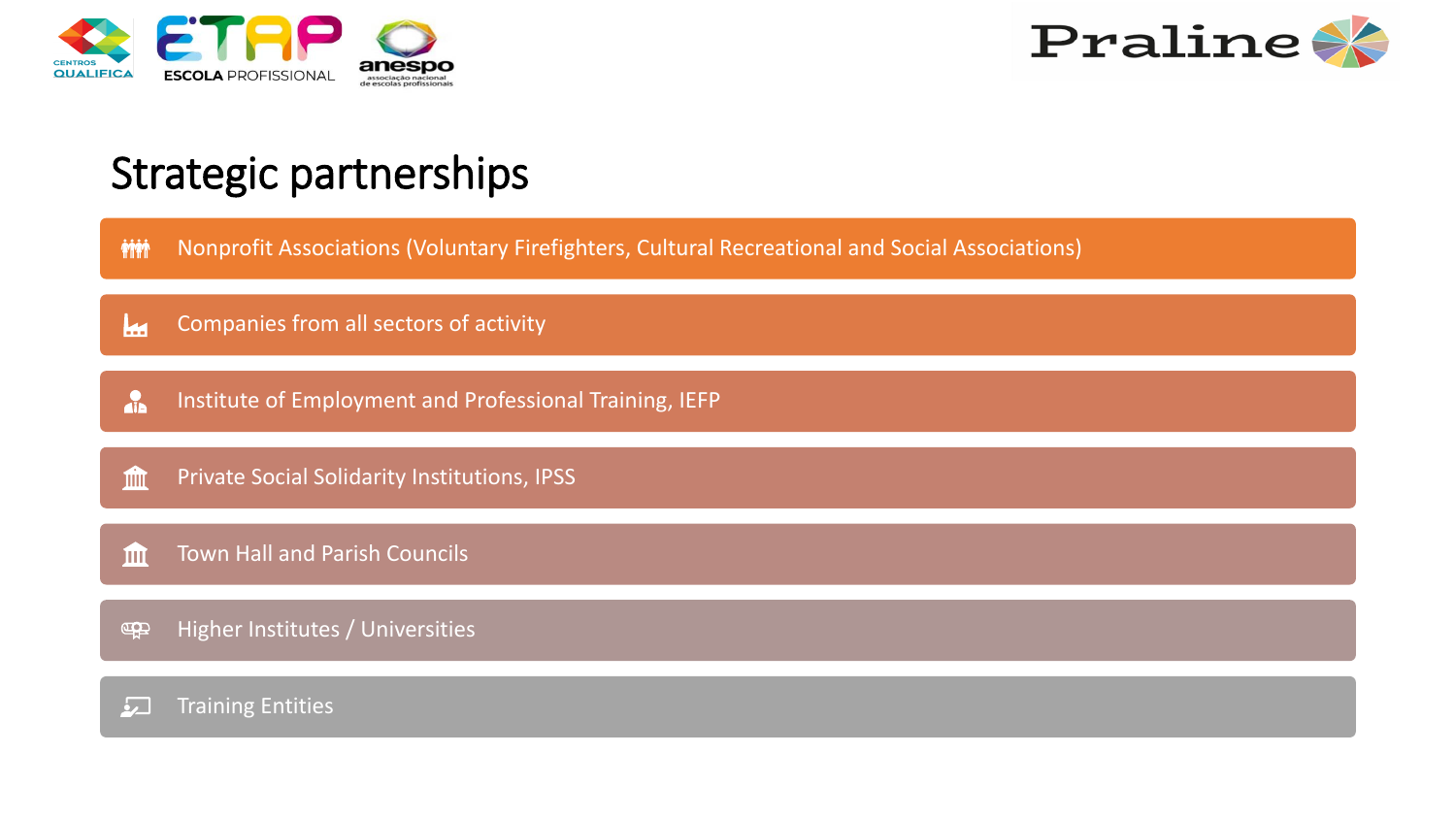# Strategic partnerships

- Nonprofit Associations (Voluntary Firefighters, Cultural Recreational and Social Associations)
- Companies from all sectors of activity
- Institute of Employment and Professional Training, IEFP
- Private Social Solidarity Institutions, IPSS
- Town Hall and Parish Councils
- Higher Institutes / Universities
- Training Entities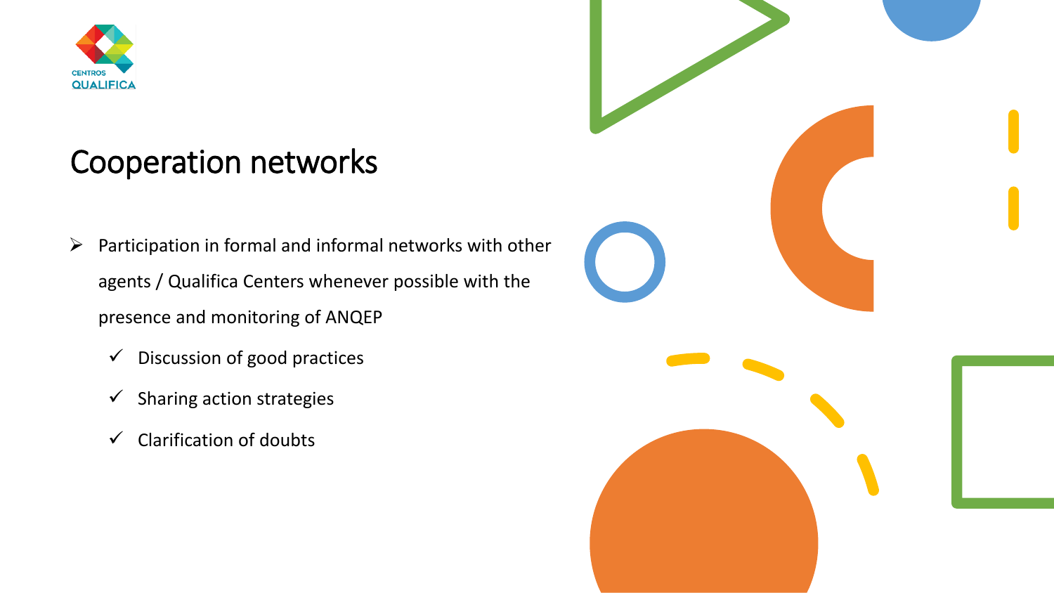# Cooperation networks

- Participation in formal and informal networks with other agents / Qualifica Centers whenever possible with the presence and monitoring of ANQEP
  - ✓ Discussion of good practices
  - ✓ Sharing action strategies
  - ✓ Clarification of doubts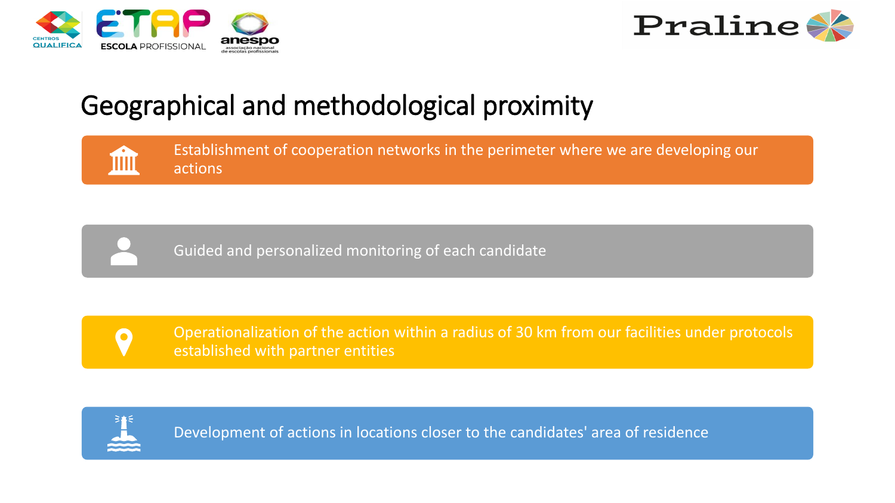# Geographical and methodological proximity

- Establishment of cooperation networks in the perimeter where we are developing our actions
- Guided and personalized monitoring of each candidate
- Operationalization of the action within a radius of 30 km from our facilities under protocols established with partner entities
- Development of actions in locations closer to the candidates' area of residence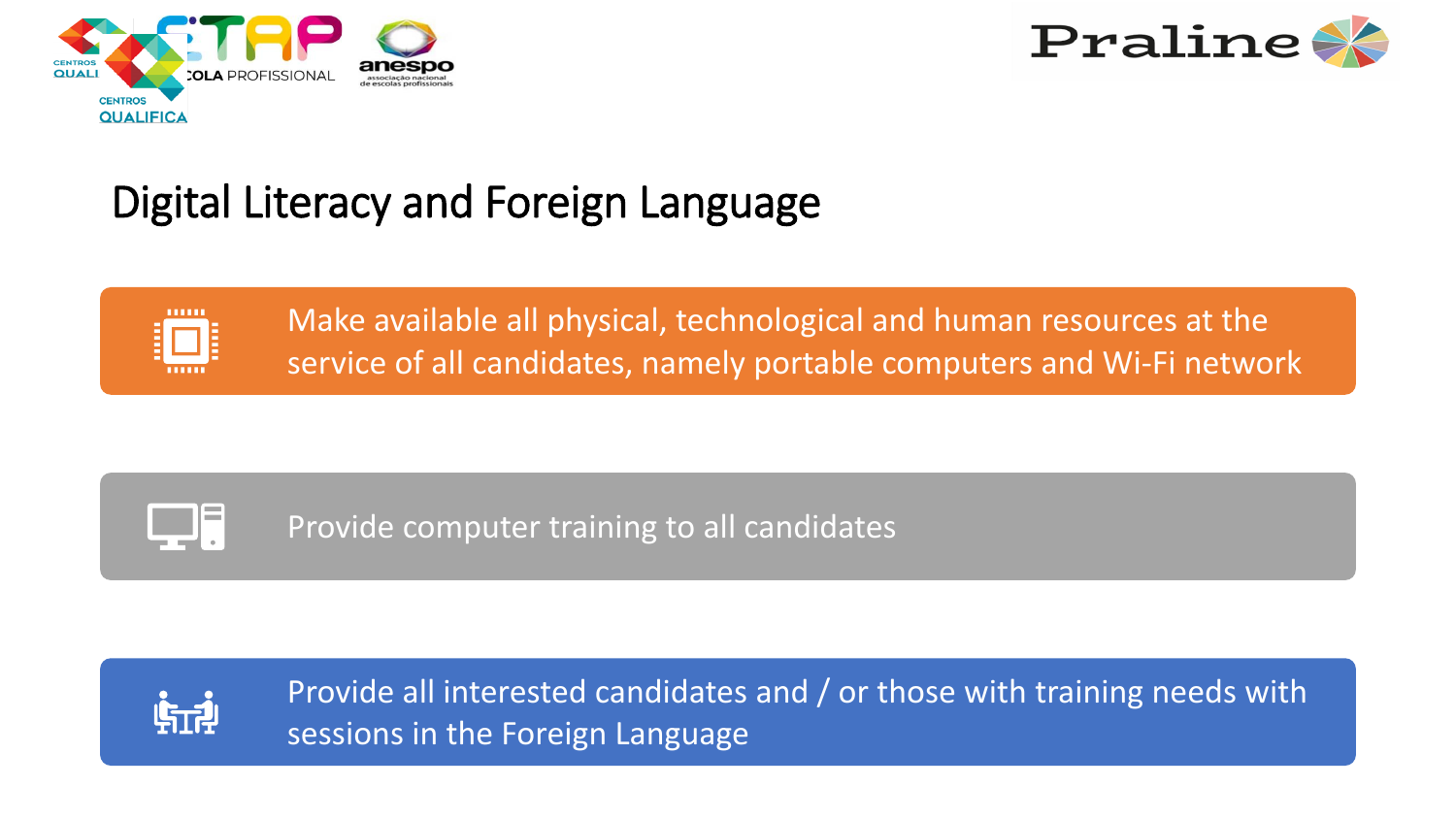# Digital Literacy and Foreign Language

- Make available all physical, technological and human resources at the service of all candidates, namely portable computers and Wi-Fi network
- Provide computer training to all candidates
- Provide all interested candidates and / or those with training needs with sessions in the Foreign Language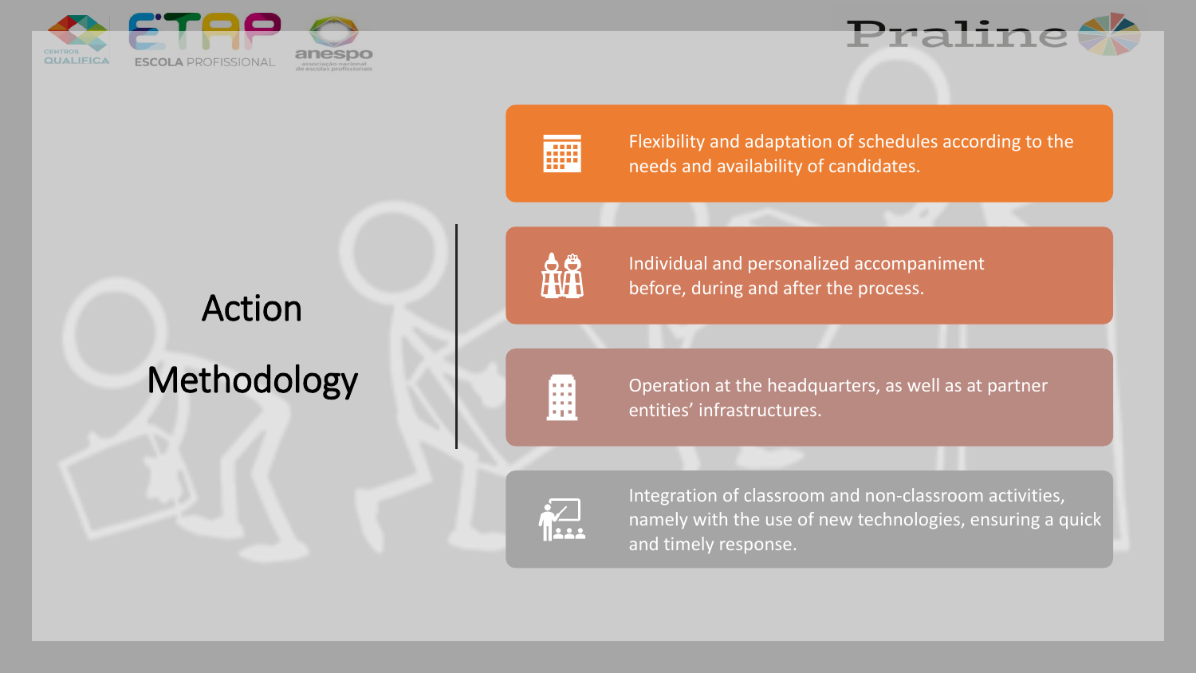# Action Methodology

- Flexibility and adaptation of schedules according to the needs and availability of candidates.
- Individual and personalized accompaniment before, during and after the process.
- Operation at the headquarters, as well as at partner entities' infrastructures.
- Integration of classroom and non-classroom activities, namely with the use of new technologies, ensuring a quick and timely response.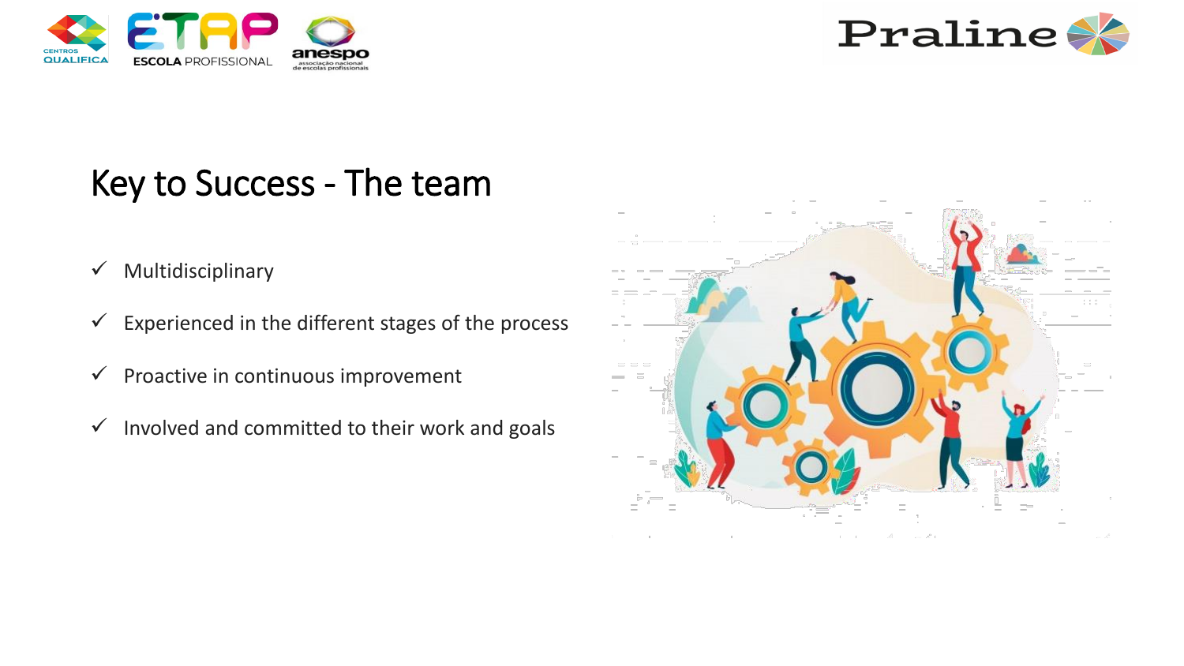# Key to Success - The team

- ✓ Multidisciplinary
- ✓ Experienced in the different stages of the process
- ✓ Proactive in continuous improvement
- ✓ Involved and committed to their work and goals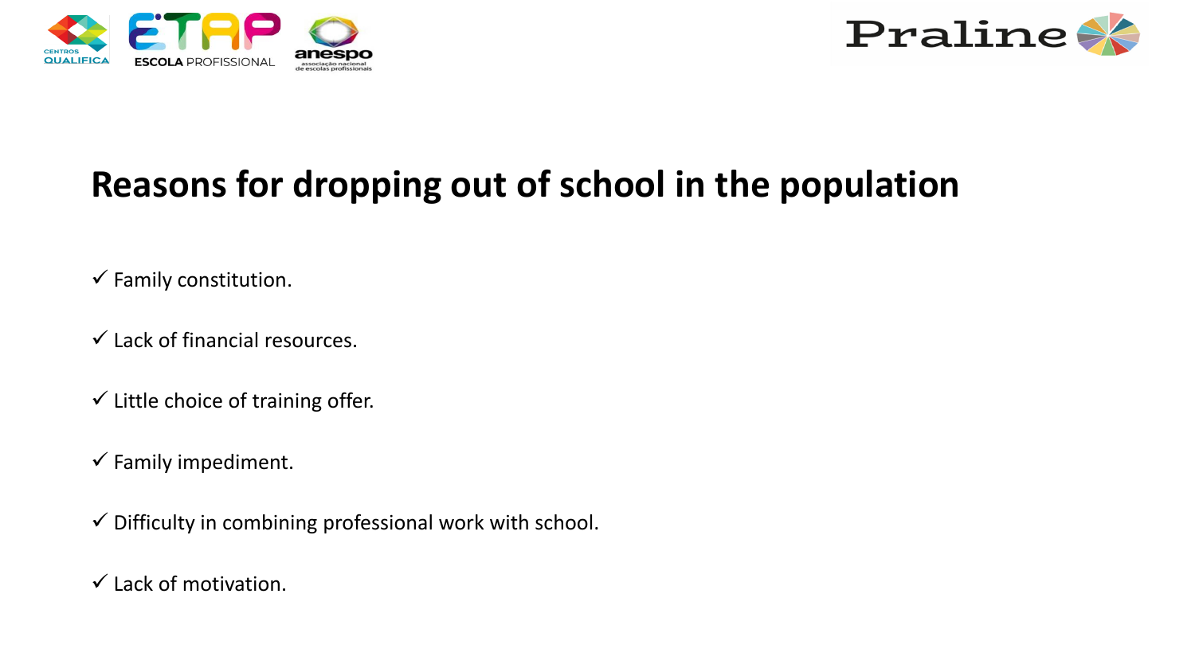# Reasons for dropping out of school in the population

- ✓ Family constitution.
- ✓ Lack of financial resources.
- ✓ Little choice of training offer.
- ✓ Family impediment.
- ✓ Difficulty in combining professional work with school.
- ✓ Lack of motivation.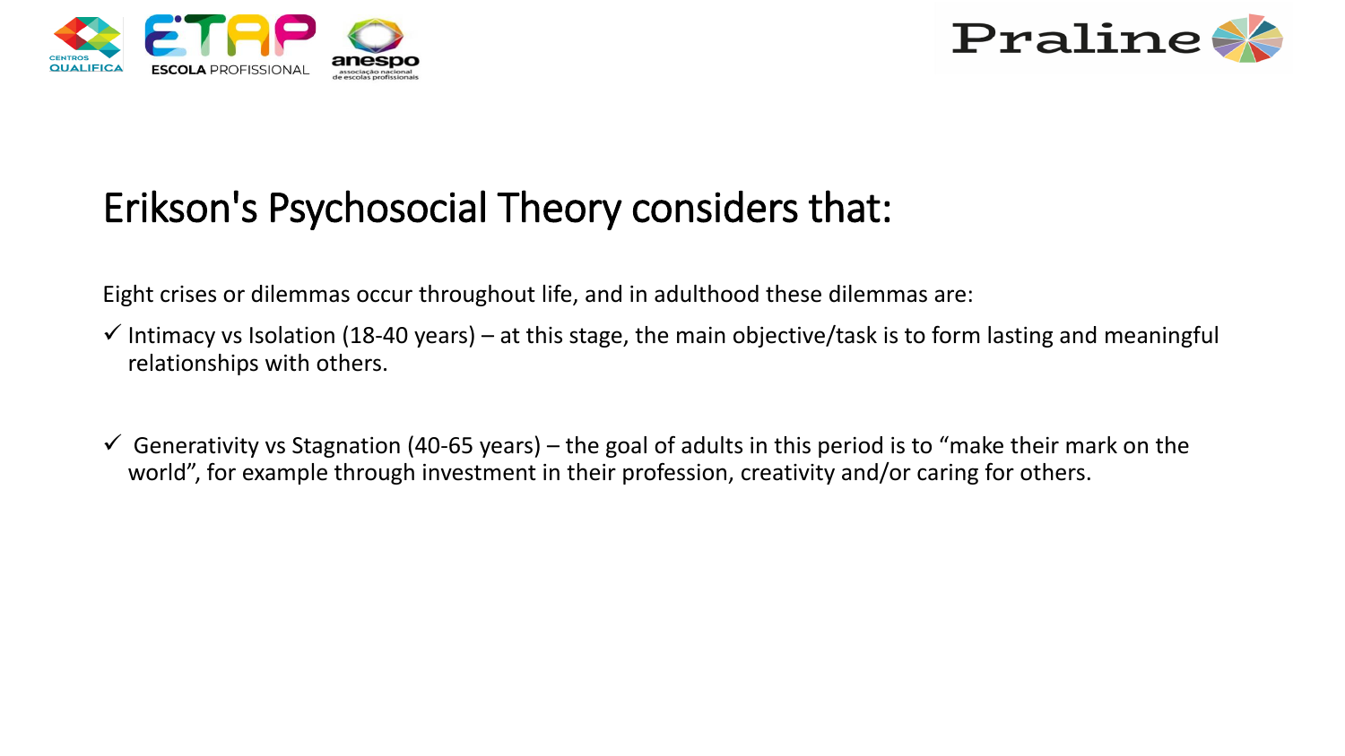# Erikson's Psychosocial Theory considers that:

Eight crises or dilemmas occur throughout life, and in adulthood these dilemmas are:

- ✓ Intimacy vs Isolation (18-40 years) – at this stage, the main objective/task is to form lasting and meaningful relationships with others.

- ✓ Generativity vs Stagnation (40-65 years) – the goal of adults in this period is to “make their mark on the world”, for example through investment in their profession, creativity and/or caring for others.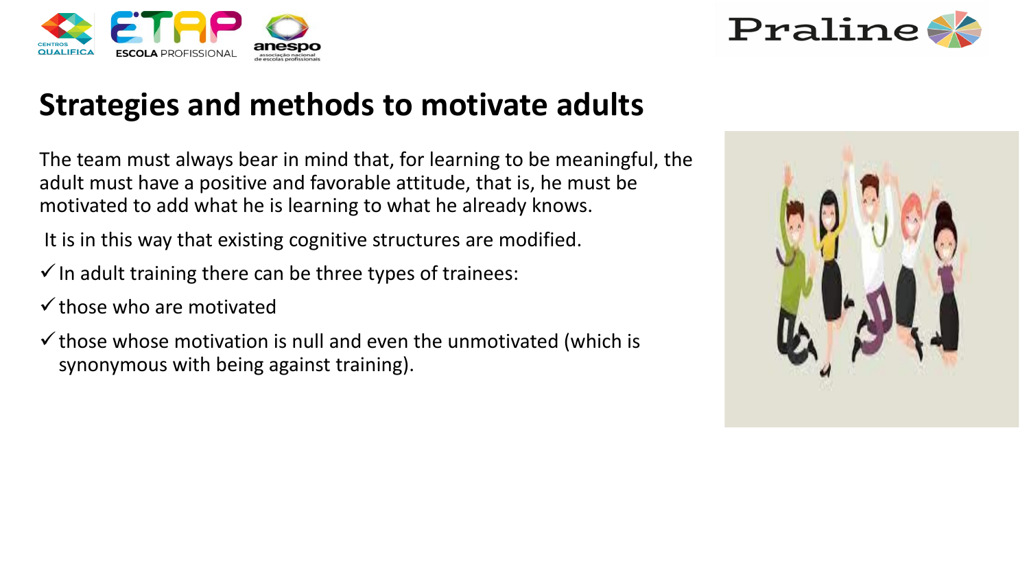## Strategies and methods to motivate adults

The team must always bear in mind that, for learning to be meaningful, the adult must have a positive and favorable attitude, that is, he must be motivated to add what he is learning to what he already knows.

It is in this way that existing cognitive structures are modified.

- ✓ In adult training there can be three types of trainees:
- ✓ those who are motivated
- ✓ those whose motivation is null and even the unmotivated (which is synonymous with being against training).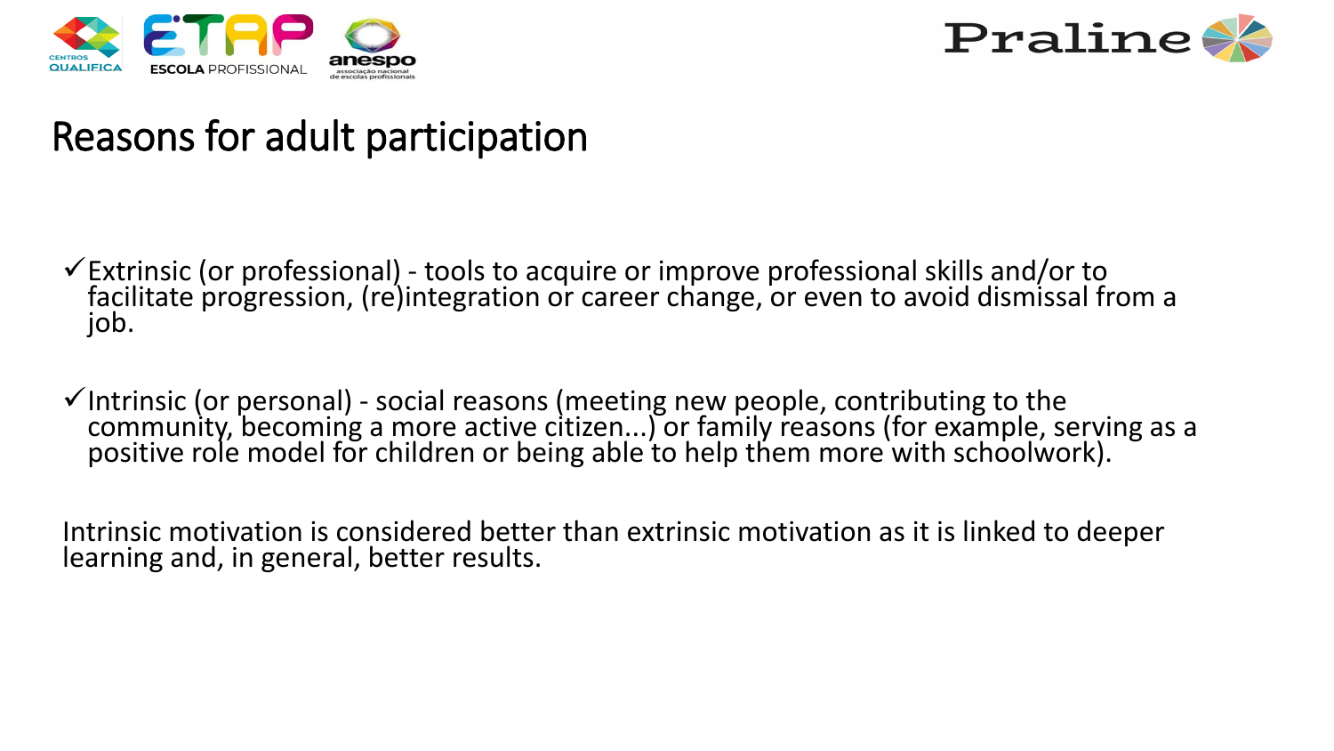# Reasons for adult participation

- ✓ Extrinsic (or professional) - tools to acquire or improve professional skills and/or to facilitate progression, (re)integration or career change, or even to avoid dismissal from a job.

- ✓ Intrinsic (or personal) - social reasons (meeting new people, contributing to the community, becoming a more active citizen...) or family reasons (for example, serving as a positive role model for children or being able to help them more with schoolwork).

Intrinsic motivation is considered better than extrinsic motivation as it is linked to deeper learning and, in general, better results.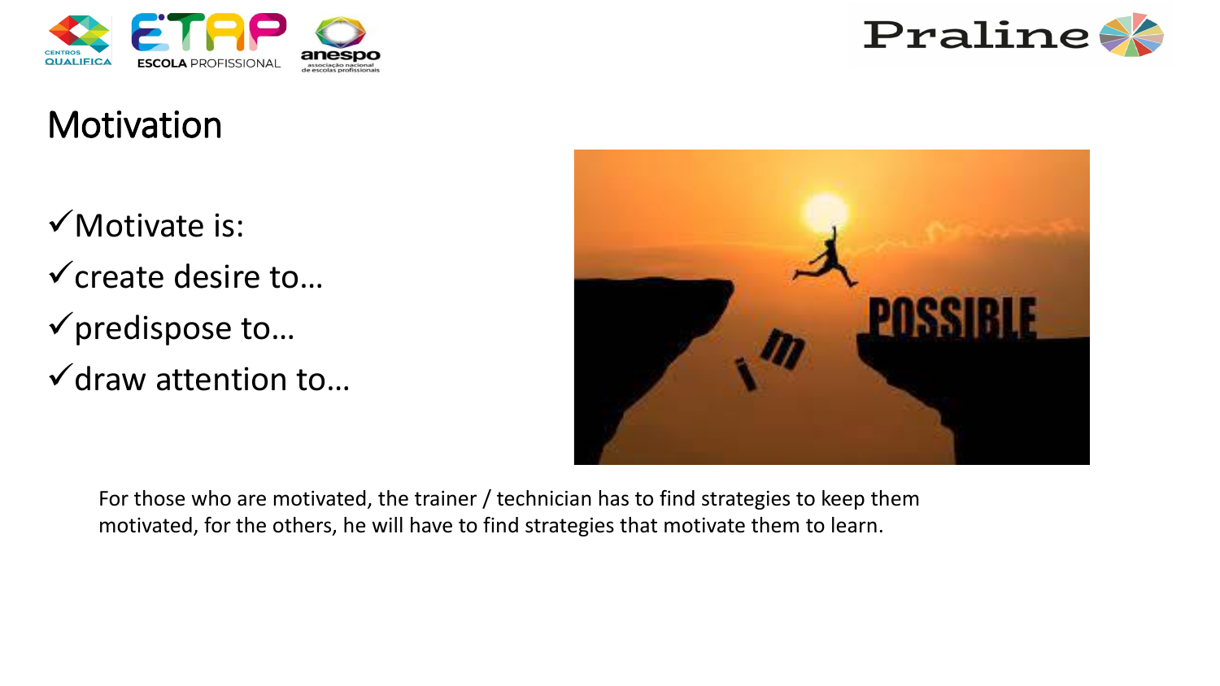# Motivation

- ✓Motivate is:
- ✓create desire to…
- ✓predispose to…
- ✓draw attention to…

For those who are motivated, the trainer / technician has to find strategies to keep them motivated, for the others, he will have to find strategies that motivate them to learn.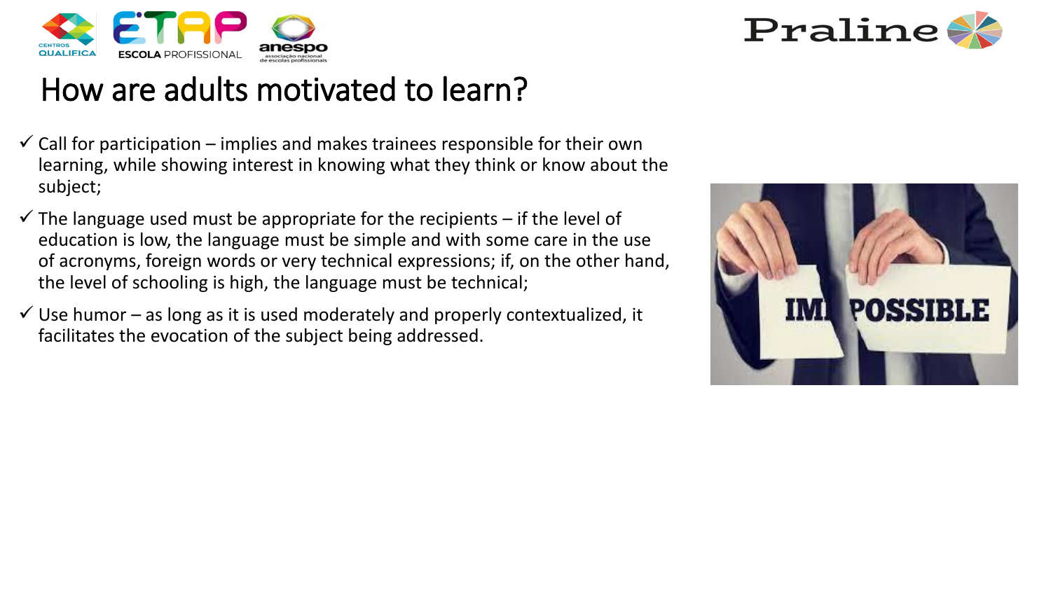# How are adults motivated to learn?

- ✓ Call for participation – implies and makes trainees responsible for their own learning, while showing interest in knowing what they think or know about the subject;
- ✓ The language used must be appropriate for the recipients – if the level of education is low, the language must be simple and with some care in the use of acronyms, foreign words or very technical expressions; if, on the other hand, the level of schooling is high, the language must be technical;
- ✓ Use humor – as long as it is used moderately and properly contextualized, it facilitates the evocation of the subject being addressed.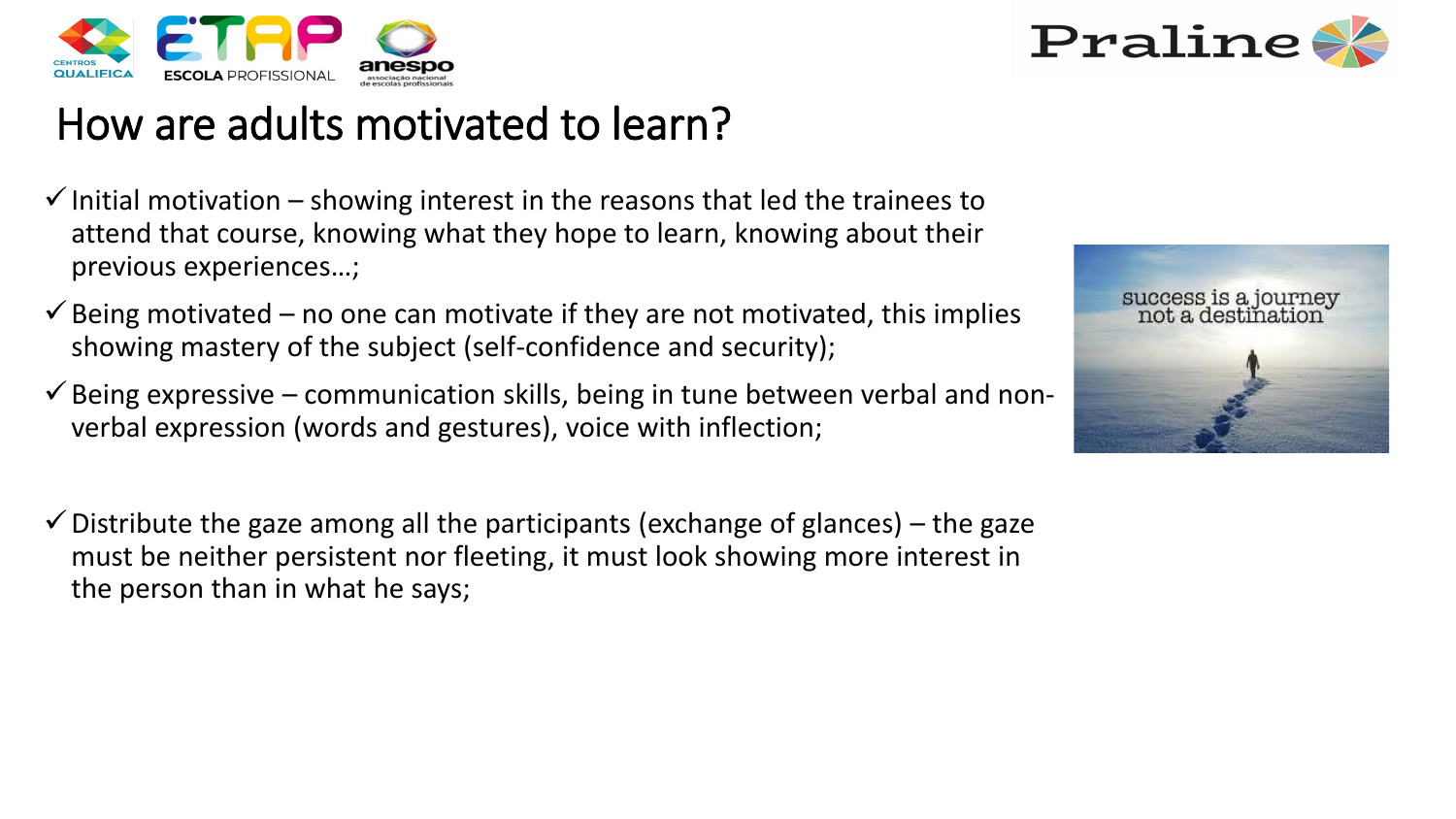# How are adults motivated to learn?

- ✓ Initial motivation – showing interest in the reasons that led the trainees to attend that course, knowing what they hope to learn, knowing about their previous experiences…;
- ✓ Being motivated – no one can motivate if they are not motivated, this implies showing mastery of the subject (self-confidence and security);
- ✓ Being expressive – communication skills, being in tune between verbal and non-verbal expression (words and gestures), voice with inflection;
- ✓ Distribute the gaze among all the participants (exchange of glances) – the gaze must be neither persistent nor fleeting, it must look showing more interest in the person than in what he says;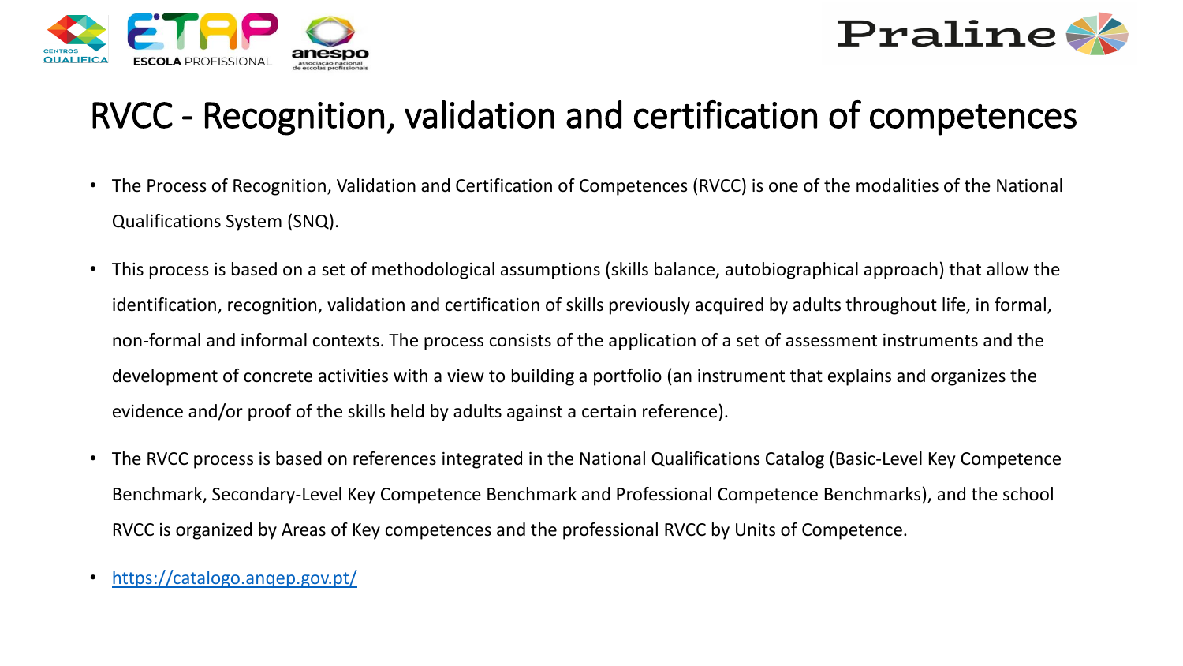# RVCC - Recognition, validation and certification of competences

- The Process of Recognition, Validation and Certification of Competences (RVCC) is one of the modalities of the National Qualifications System (SNQ).
- This process is based on a set of methodological assumptions (skills balance, autobiographical approach) that allow the identification, recognition, validation and certification of skills previously acquired by adults throughout life, in formal, non-formal and informal contexts. The process consists of the application of a set of assessment instruments and the development of concrete activities with a view to building a portfolio (an instrument that explains and organizes the evidence and/or proof of the skills held by adults against a certain reference).
- The RVCC process is based on references integrated in the National Qualifications Catalog (Basic-Level Key Competence Benchmark, Secondary-Level Key Competence Benchmark and Professional Competence Benchmarks), and the school RVCC is organized by Areas of Key competences and the professional RVCC by Units of Competence.
- https://catalogo.anqep.gov.pt/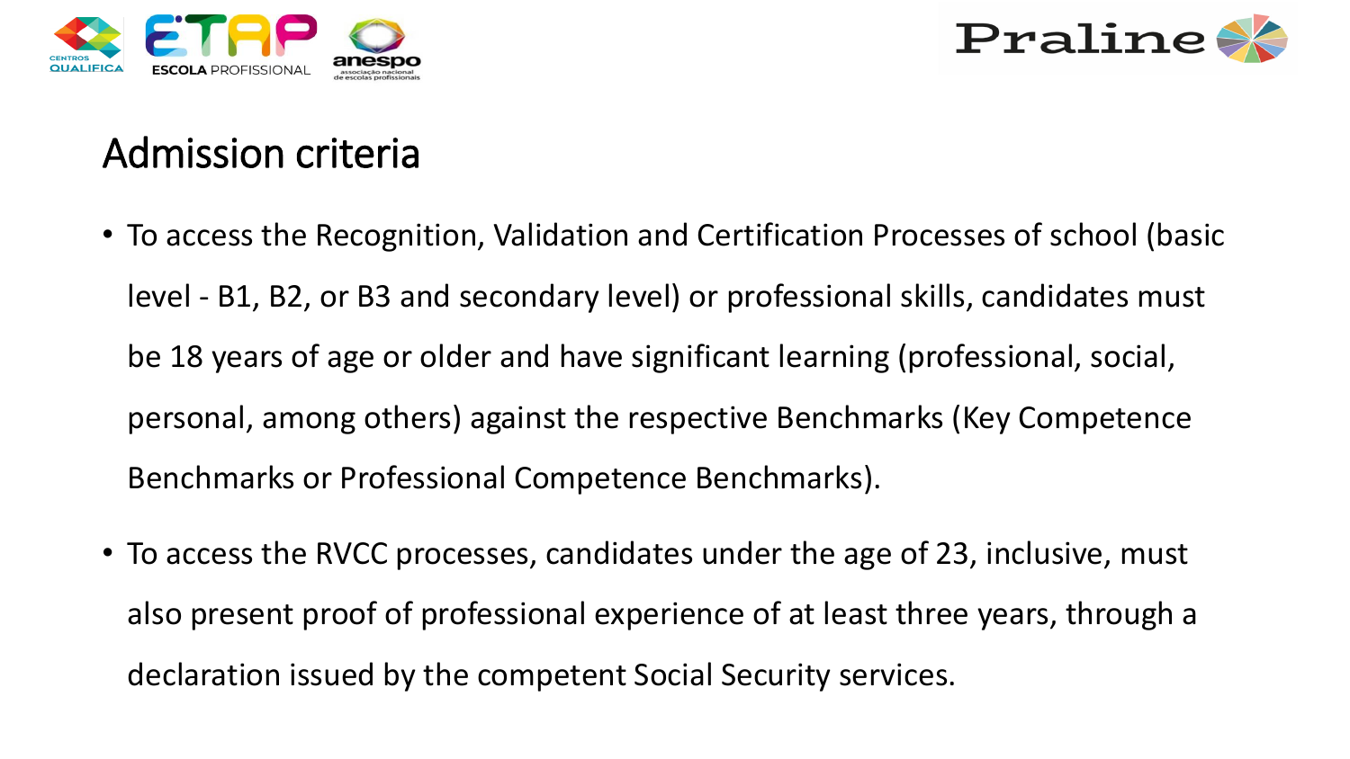# Admission criteria

- To access the Recognition, Validation and Certification Processes of school (basic level - B1, B2, or B3 and secondary level) or professional skills, candidates must be 18 years of age or older and have significant learning (professional, social, personal, among others) against the respective Benchmarks (Key Competence Benchmarks or Professional Competence Benchmarks).
- To access the RVCC processes, candidates under the age of 23, inclusive, must also present proof of professional experience of at least three years, through a declaration issued by the competent Social Security services.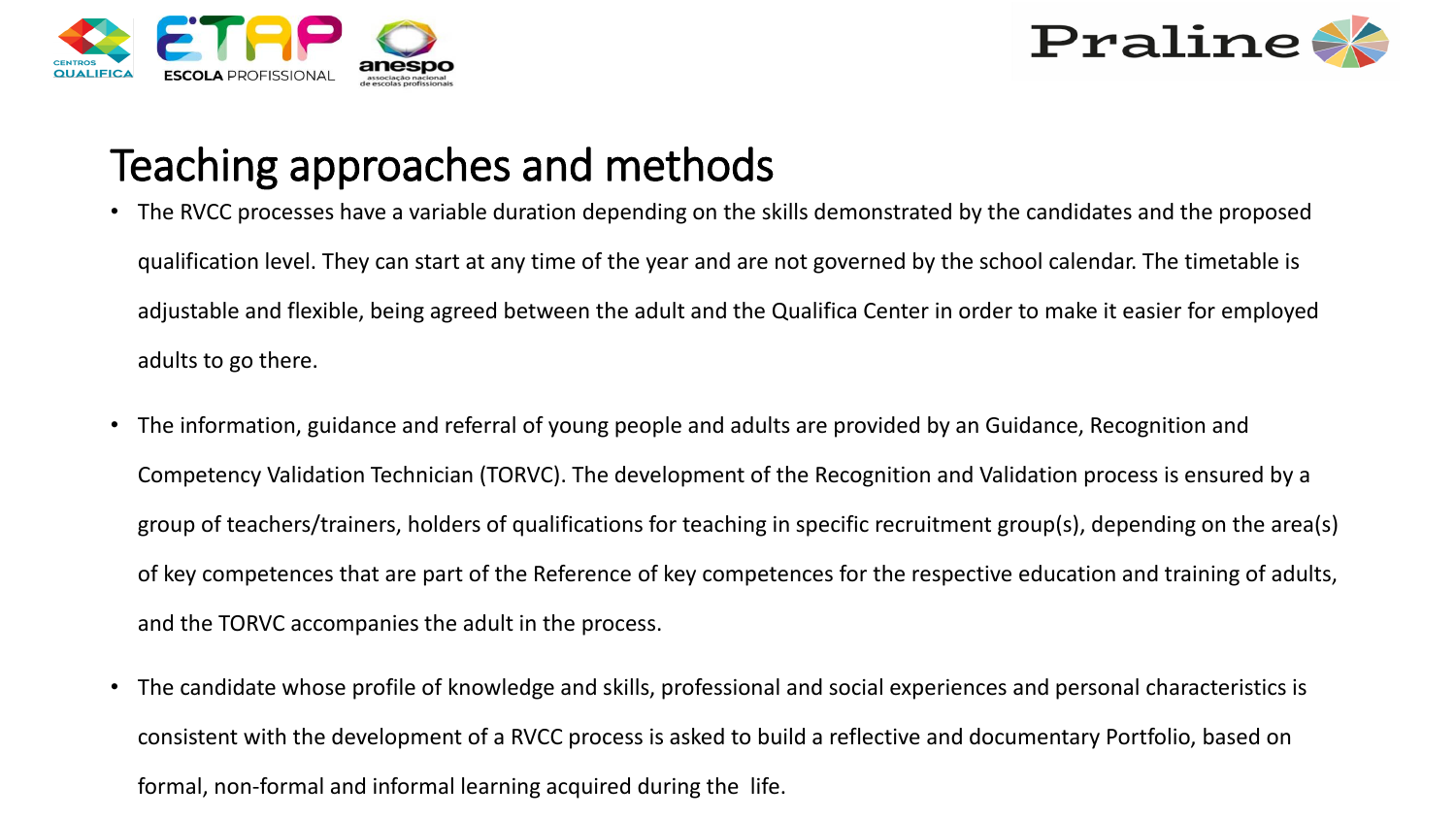# Teaching approaches and methods

- The RVCC processes have a variable duration depending on the skills demonstrated by the candidates and the proposed qualification level. They can start at any time of the year and are not governed by the school calendar. The timetable is adjustable and flexible, being agreed between the adult and the Qualifica Center in order to make it easier for employed adults to go there.
- The information, guidance and referral of young people and adults are provided by an Guidance, Recognition and Competency Validation Technician (TORVC). The development of the Recognition and Validation process is ensured by a group of teachers/trainers, holders of qualifications for teaching in specific recruitment group(s), depending on the area(s) of key competences that are part of the Reference of key competences for the respective education and training of adults, and the TORVC accompanies the adult in the process.
- The candidate whose profile of knowledge and skills, professional and social experiences and personal characteristics is consistent with the development of a RVCC process is asked to build a reflective and documentary Portfolio, based on formal, non-formal and informal learning acquired during the life.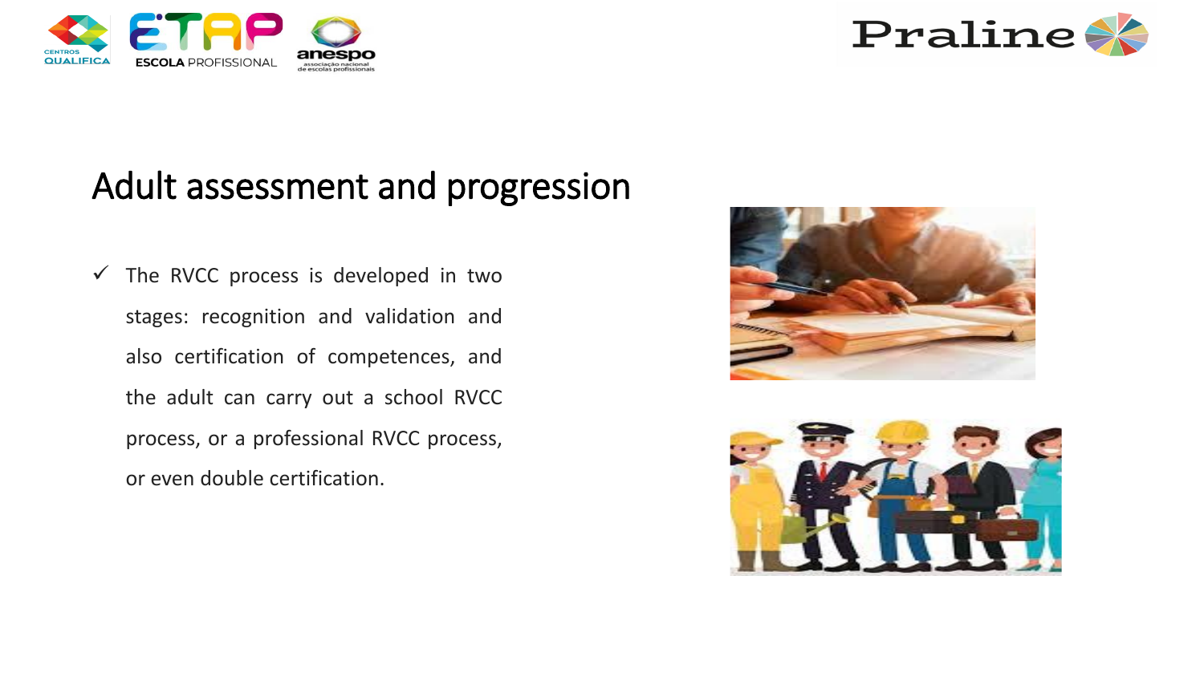## Adult assessment and progression

- ✓ The RVCC process is developed in two stages: recognition and validation and also certification of competences, and the adult can carry out a school RVCC process, or a professional RVCC process, or even double certification.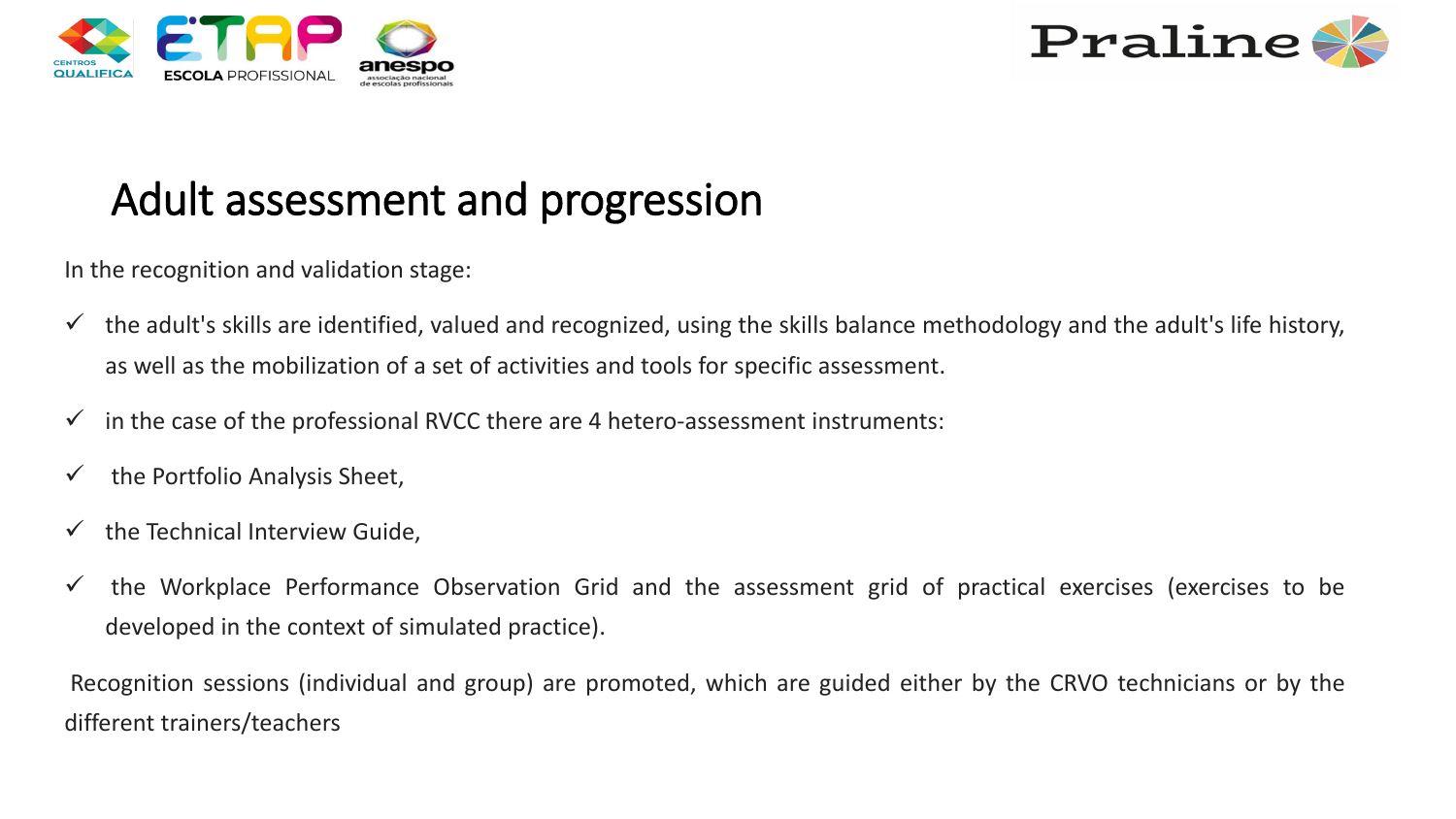# Adult assessment and progression

In the recognition and validation stage:

- ✓ the adult's skills are identified, valued and recognized, using the skills balance methodology and the adult's life history, as well as the mobilization of a set of activities and tools for specific assessment.
- ✓ in the case of the professional RVCC there are 4 hetero-assessment instruments:
- ✓ the Portfolio Analysis Sheet,
- ✓ the Technical Interview Guide,
- ✓ the Workplace Performance Observation Grid and the assessment grid of practical exercises (exercises to be developed in the context of simulated practice).

Recognition sessions (individual and group) are promoted, which are guided either by the CRVO technicians or by the different trainers/teachers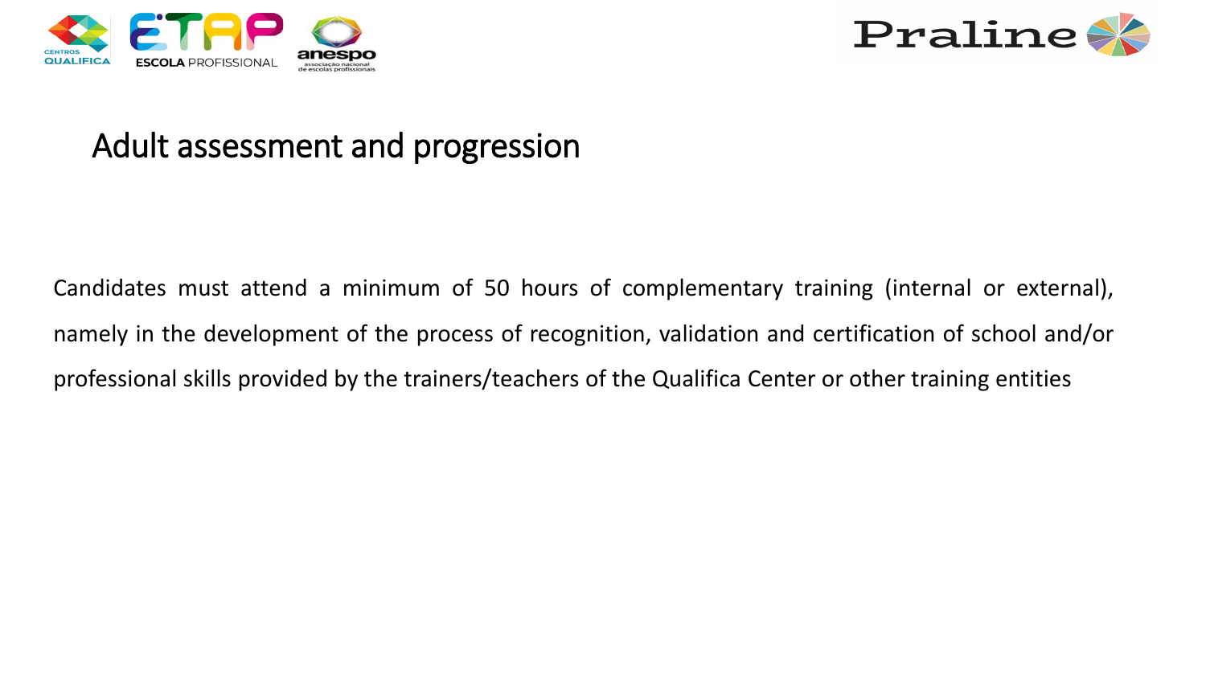# Adult assessment and progression

Candidates must attend a minimum of 50 hours of complementary training (internal or external), namely in the development of the process of recognition, validation and certification of school and/or professional skills provided by the trainers/teachers of the Qualifica Center or other training entities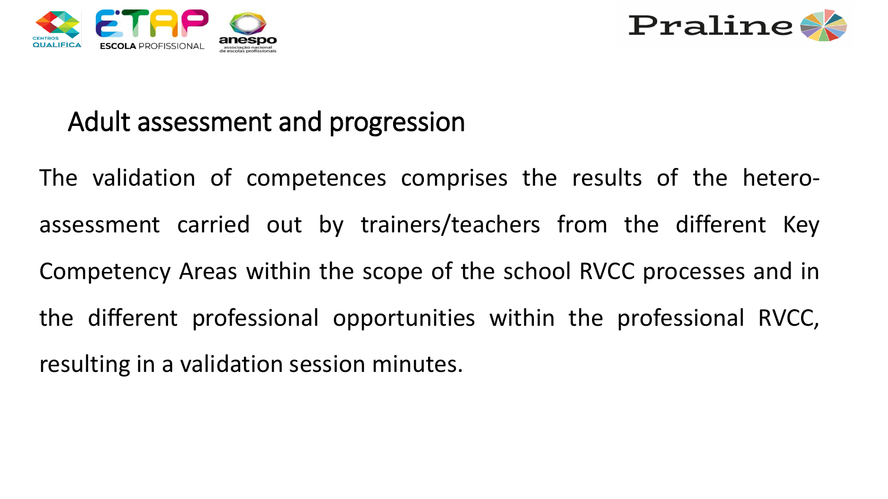## Adult assessment and progression

The validation of competences comprises the results of the hetero-assessment carried out by trainers/teachers from the different Key Competency Areas within the scope of the school RVCC processes and in the different professional opportunities within the professional RVCC, resulting in a validation session minutes.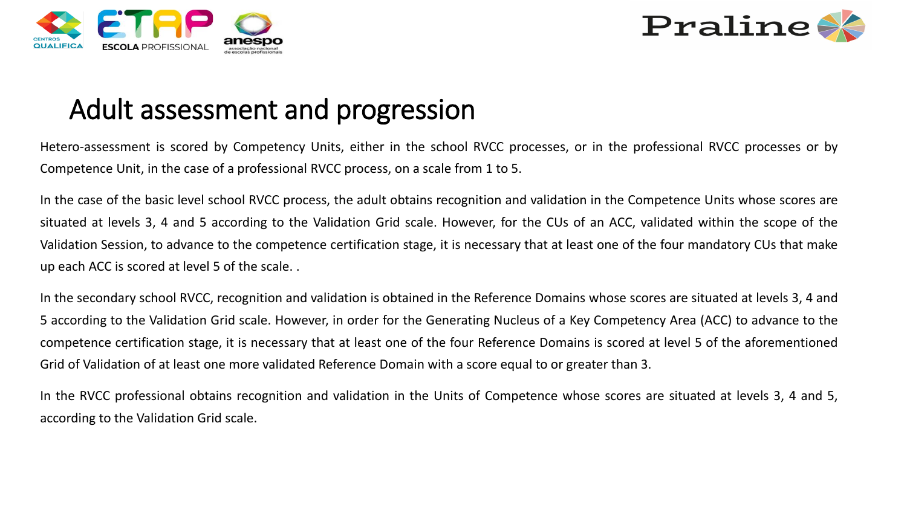# Adult assessment and progression

Hetero-assessment is scored by Competency Units, either in the school RVCC processes, or in the professional RVCC processes or by Competence Unit, in the case of a professional RVCC process, on a scale from 1 to 5.

In the case of the basic level school RVCC process, the adult obtains recognition and validation in the Competence Units whose scores are situated at levels 3, 4 and 5 according to the Validation Grid scale. However, for the CUs of an ACC, validated within the scope of the Validation Session, to advance to the competence certification stage, it is necessary that at least one of the four mandatory CUs that make up each ACC is scored at level 5 of the scale. .

In the secondary school RVCC, recognition and validation is obtained in the Reference Domains whose scores are situated at levels 3, 4 and 5 according to the Validation Grid scale. However, in order for the Generating Nucleus of a Key Competency Area (ACC) to advance to the competence certification stage, it is necessary that at least one of the four Reference Domains is scored at level 5 of the aforementioned Grid of Validation of at least one more validated Reference Domain with a score equal to or greater than 3.

In the RVCC professional obtains recognition and validation in the Units of Competence whose scores are situated at levels 3, 4 and 5, according to the Validation Grid scale.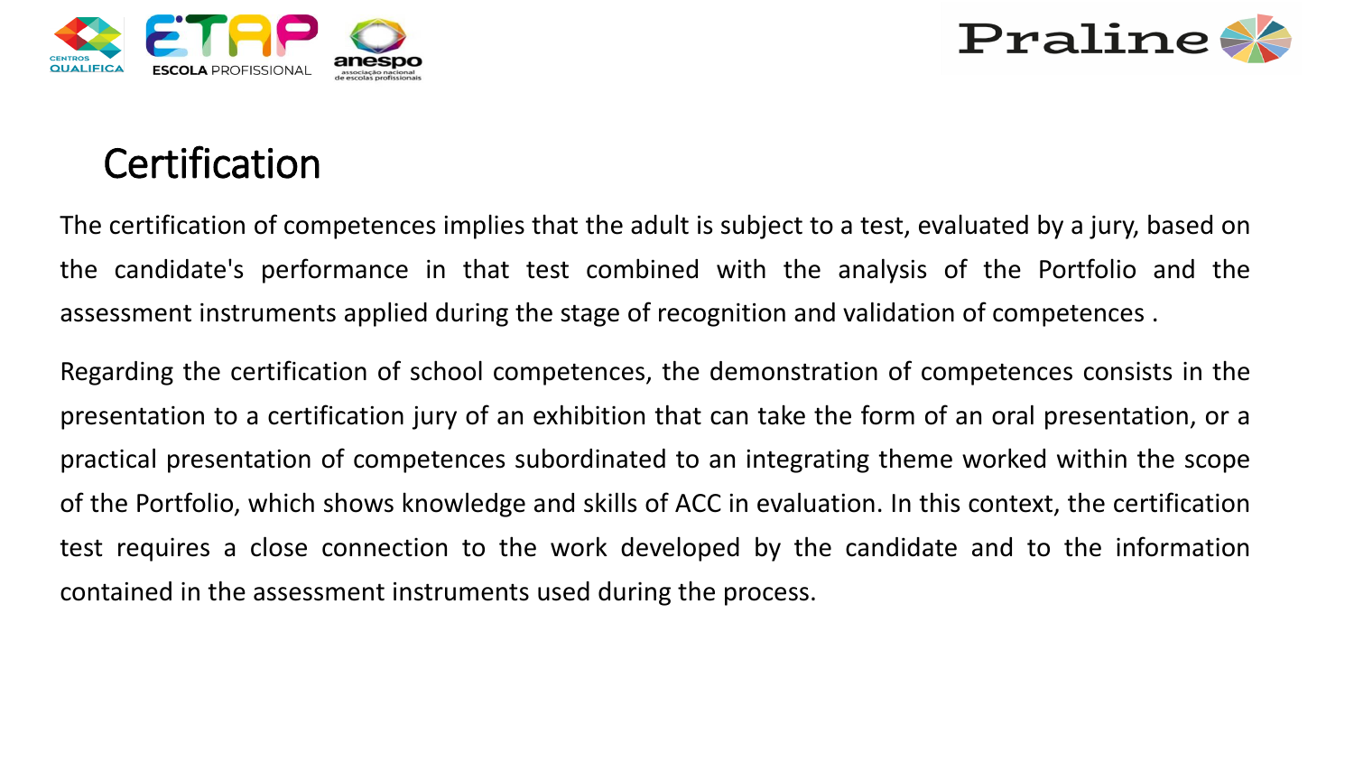# Certification

The certification of competences implies that the adult is subject to a test, evaluated by a jury, based on the candidate's performance in that test combined with the analysis of the Portfolio and the assessment instruments applied during the stage of recognition and validation of competences .

Regarding the certification of school competences, the demonstration of competences consists in the presentation to a certification jury of an exhibition that can take the form of an oral presentation, or a practical presentation of competences subordinated to an integrating theme worked within the scope of the Portfolio, which shows knowledge and skills of ACC in evaluation. In this context, the certification test requires a close connection to the work developed by the candidate and to the information contained in the assessment instruments used during the process.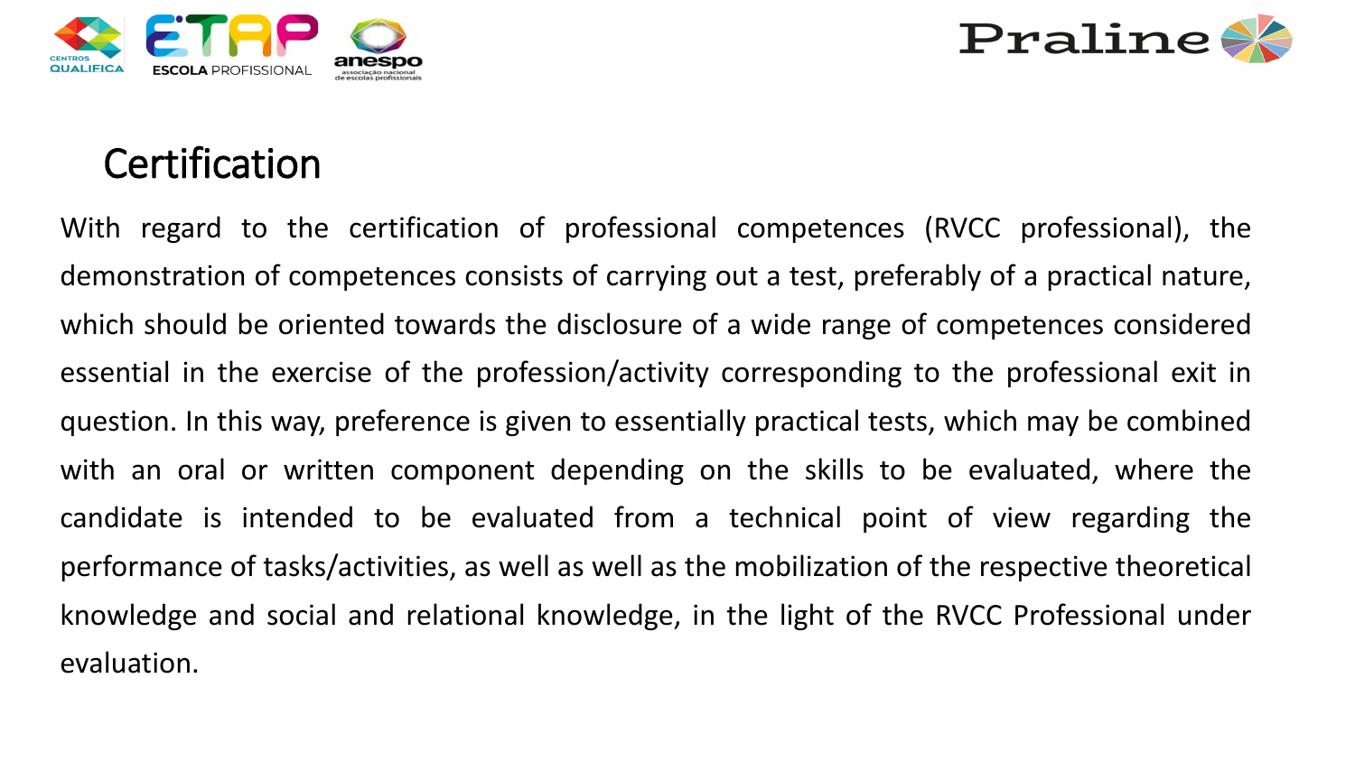## Certification

With regard to the certification of professional competences (RVCC professional), the demonstration of competences consists of carrying out a test, preferably of a practical nature, which should be oriented towards the disclosure of a wide range of competences considered essential in the exercise of the profession/activity corresponding to the professional exit in question. In this way, preference is given to essentially practical tests, which may be combined with an oral or written component depending on the skills to be evaluated, where the candidate is intended to be evaluated from a technical point of view regarding the performance of tasks/activities, as well as well as the mobilization of the respective theoretical knowledge and social and relational knowledge, in the light of the RVCC Professional under evaluation.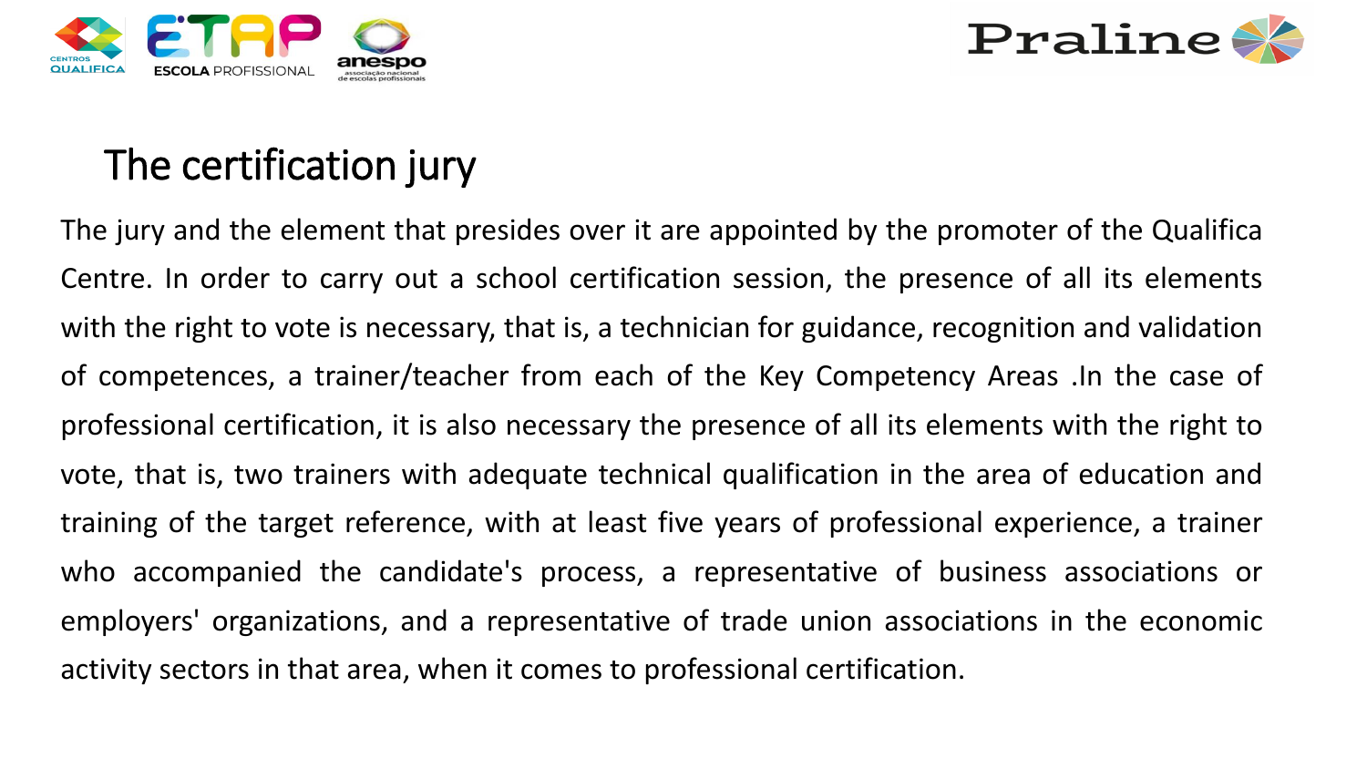# The certification jury

The jury and the element that presides over it are appointed by the promoter of the Qualifica Centre. In order to carry out a school certification session, the presence of all its elements with the right to vote is necessary, that is, a technician for guidance, recognition and validation of competences, a trainer/teacher from each of the Key Competency Areas .In the case of professional certification, it is also necessary the presence of all its elements with the right to vote, that is, two trainers with adequate technical qualification in the area of education and training of the target reference, with at least five years of professional experience, a trainer who accompanied the candidate's process, a representative of business associations or employers' organizations, and a representative of trade union associations in the economic activity sectors in that area, when it comes to professional certification.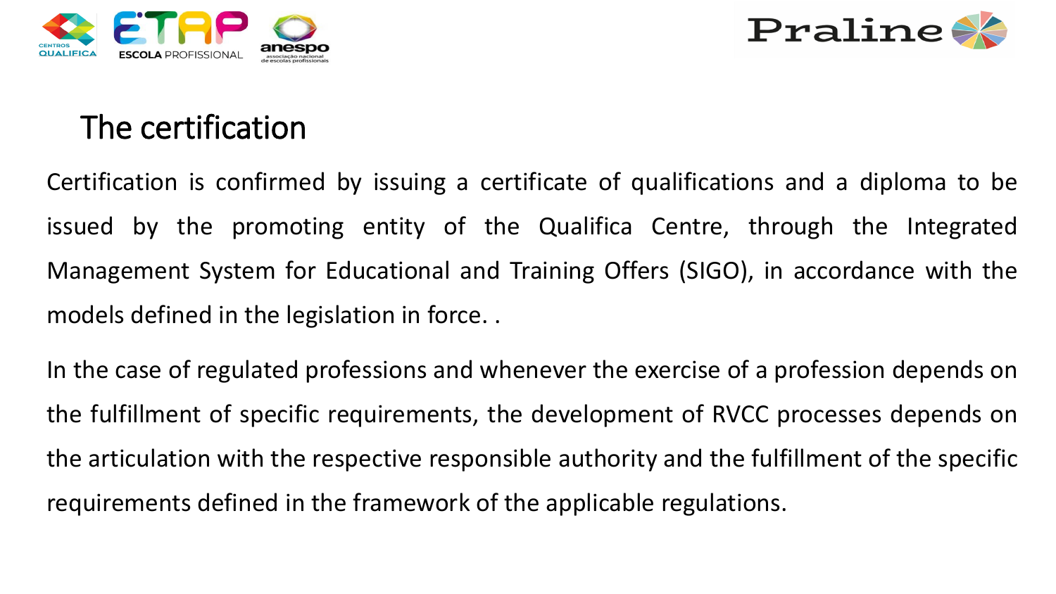## The certification

Certification is confirmed by issuing a certificate of qualifications and a diploma to be issued by the promoting entity of the Qualifica Centre, through the Integrated Management System for Educational and Training Offers (SIGO), in accordance with the models defined in the legislation in force. .

In the case of regulated professions and whenever the exercise of a profession depends on the fulfillment of specific requirements, the development of RVCC processes depends on the articulation with the respective responsible authority and the fulfillment of the specific requirements defined in the framework of the applicable regulations.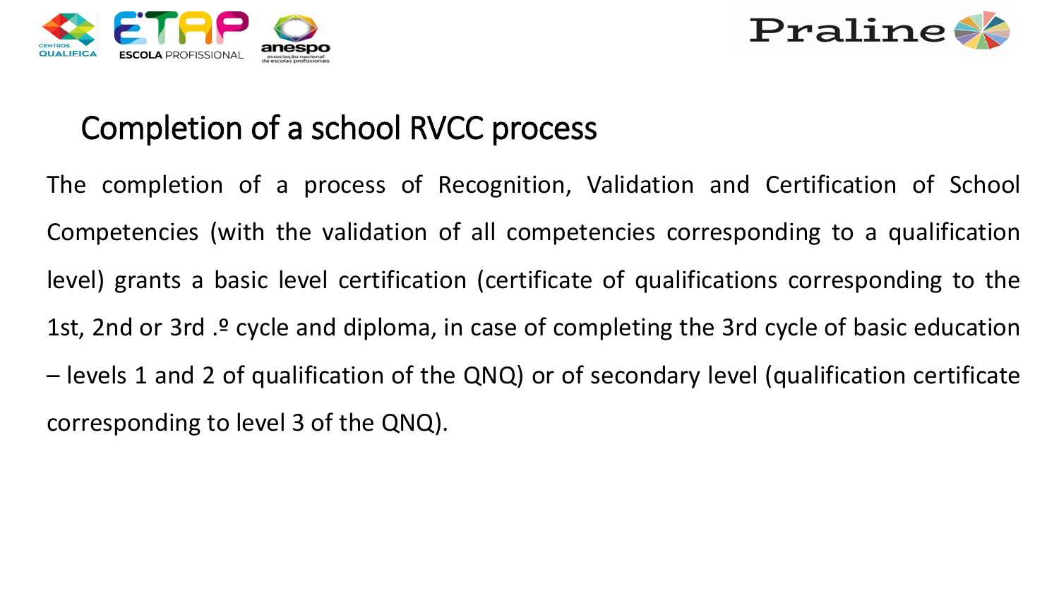# Completion of a school RVCC process

The completion of a process of Recognition, Validation and Certification of School Competencies (with the validation of all competencies corresponding to a qualification level) grants a basic level certification (certificate of qualifications corresponding to the 1st, 2nd or 3rd .º cycle and diploma, in case of completing the 3rd cycle of basic education – levels 1 and 2 of qualification of the QNQ) or of secondary level (qualification certificate corresponding to level 3 of the QNQ).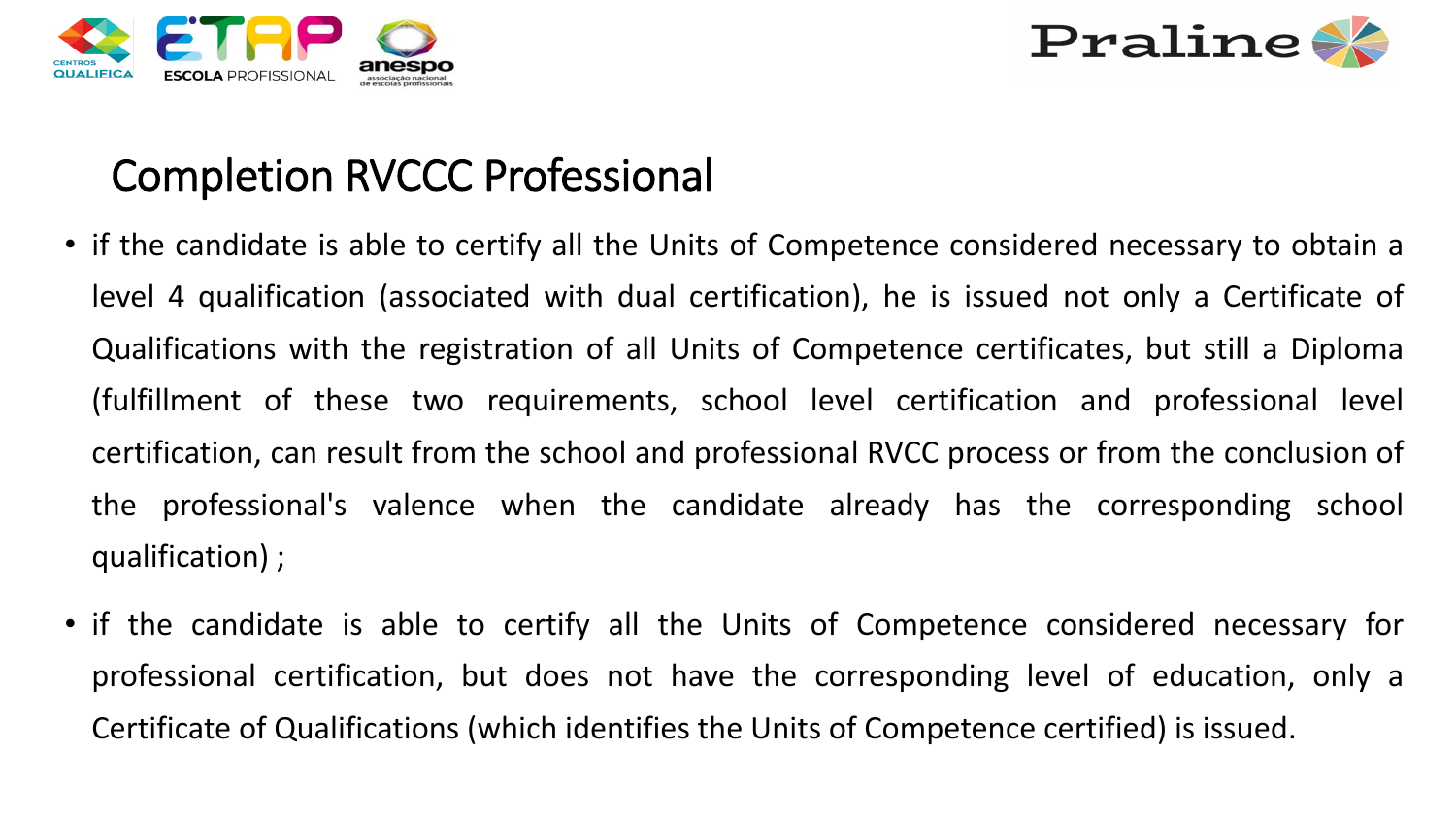# Completion RVCCC Professional

- if the candidate is able to certify all the Units of Competence considered necessary to obtain a level 4 qualification (associated with dual certification), he is issued not only a Certificate of Qualifications with the registration of all Units of Competence certificates, but still a Diploma (fulfillment of these two requirements, school level certification and professional level certification, can result from the school and professional RVCC process or from the conclusion of the professional's valence when the candidate already has the corresponding school qualification) ;
- if the candidate is able to certify all the Units of Competence considered necessary for professional certification, but does not have the corresponding level of education, only a Certificate of Qualifications (which identifies the Units of Competence certified) is issued.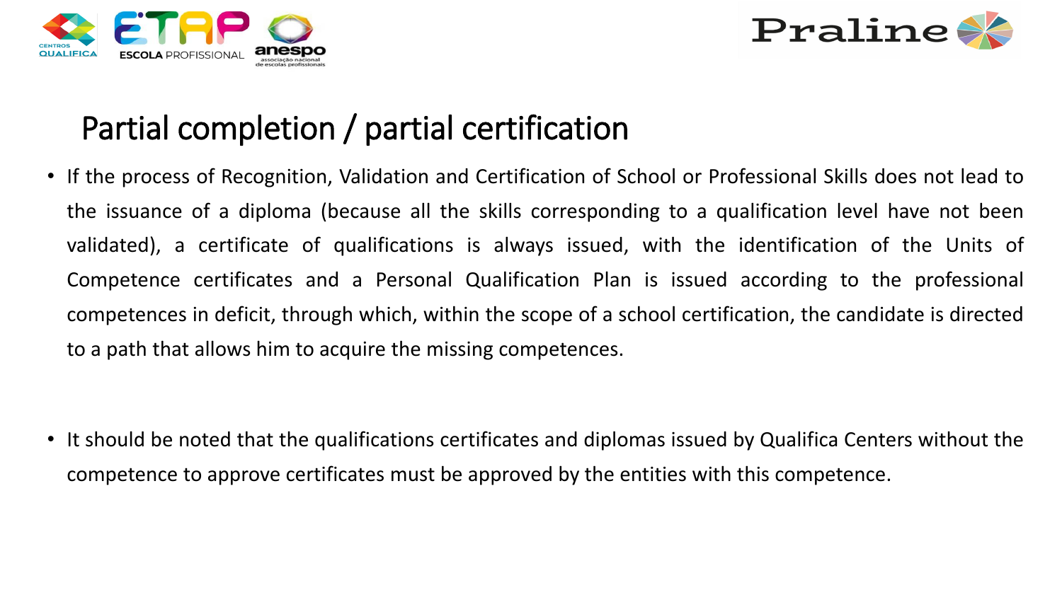# Partial completion / partial certification

- If the process of Recognition, Validation and Certification of School or Professional Skills does not lead to the issuance of a diploma (because all the skills corresponding to a qualification level have not been validated), a certificate of qualifications is always issued, with the identification of the Units of Competence certificates and a Personal Qualification Plan is issued according to the professional competences in deficit, through which, within the scope of a school certification, the candidate is directed to a path that allows him to acquire the missing competences.

- It should be noted that the qualifications certificates and diplomas issued by Qualifica Centers without the competence to approve certificates must be approved by the entities with this competence.